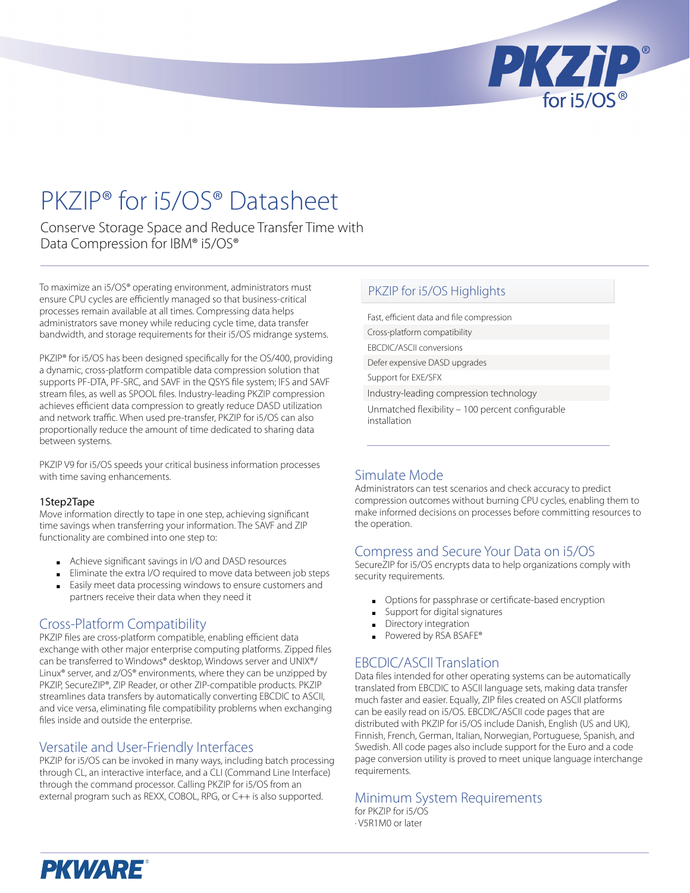# PKZIP® for i5/OS® Datasheet

Conserve Storage Space and Reduce Transfer Time with Data Compression for IBM® i5/OS®

To maximize an i5/OS® operating environment, administrators must ensure CPU cycles are efficiently managed so that business-critical processes remain available at all times. Compressing data helps administrators save money while reducing cycle time, data transfer bandwidth, and storage requirements for their i5/OS midrange systems.

PKZIP® for i5/OS has been designed specifically for the OS/400, providing a dynamic, cross-platform compatible data compression solution that supports PF-DTA, PF-SRC, and SAVF in the QSYS file system; IFS and SAVF stream files, as well as SPOOL files. Industry-leading PKZIP compression achieves efficient data compression to greatly reduce DASD utilization and network traffic. When used pre-transfer, PKZIP for i5/OS can also proportionally reduce the amount of time dedicated to sharing data between systems.

PKZIP V9 for i5/OS speeds your critical business information processes with time saving enhancements.

### 1Step2Tape

Move information directly to tape in one step, achieving significant time savings when transferring your information. The SAVF and ZIP functionality are combined into one step to:

- Achieve significant savings in I/O and DASD resources
- Eliminate the extra I/O required to move data between job steps
- Easily meet data processing windows to ensure customers and partners receive their data when they need it

## Cross-Platform Compatibility

PKZIP files are cross-platform compatible, enabling efficient data exchange with other major enterprise computing platforms. Zipped files can be transferred to Windows® desktop, Windows server and UNIX®/Linux® server, and z/OS® environments, where they can be unzipped by PKZIP, SecureZIP®, ZIP Reader, or other ZIP-compatible products. PKZIP streamlines data transfers by automatically converting EBCDIC to ASCII, and vice versa, eliminating file compatibility problems when exchanging files inside and outside the enterprise.

## Versatile and User-Friendly Interfaces

PKZIP for i5/OS can be invoked in many ways, including batch processing through CL, an interactive interface, and a CLI (Command Line Interface) through the command processor. Calling PKZIP for i5/OS from an external program such as REXX, COBOL, RPG, or C++ is also supported.

## PKZIP for i5/OS Highlights

- Fast, efficient data and file compression
- Cross-platform compatibility
- EBCDIC/ASCII conversions
- Defer expensive DASD upgrades
- Support for EXE/SFX
- Industry-leading compression technology
- Unmatched flexibility – 100 percent configurable installation

## Simulate Mode

Administrators can test scenarios and check accuracy to predict compression outcomes without burning CPU cycles, enabling them to make informed decisions on processes before committing resources to the operation.

## Compress and Secure Your Data on i5/OS

SecureZIP for i5/OS encrypts data to help organizations comply with security requirements.

- Options for passphrase or certificate-based encryption
- Support for digital signatures
- Directory integration
- Powered by RSA BSAFE®

## EBCDIC/ASCII Translation

Data files intended for other operating systems can be automatically translated from EBCDIC to ASCII language sets, making data transfer much faster and easier. Equally, ZIP files created on ASCII platforms can be easily read on i5/OS. EBCDIC/ASCII code pages that are distributed with PKZIP for i5/OS include Danish, English (US and UK), Finnish, French, German, Italian, Norwegian, Portuguese, Spanish, and Swedish. All code pages also include support for the Euro and a code page conversion utility is proved to meet unique language interchange requirements.

## Minimum System Requirements

for PKZIP for i5/OS
· V5R1M0 or later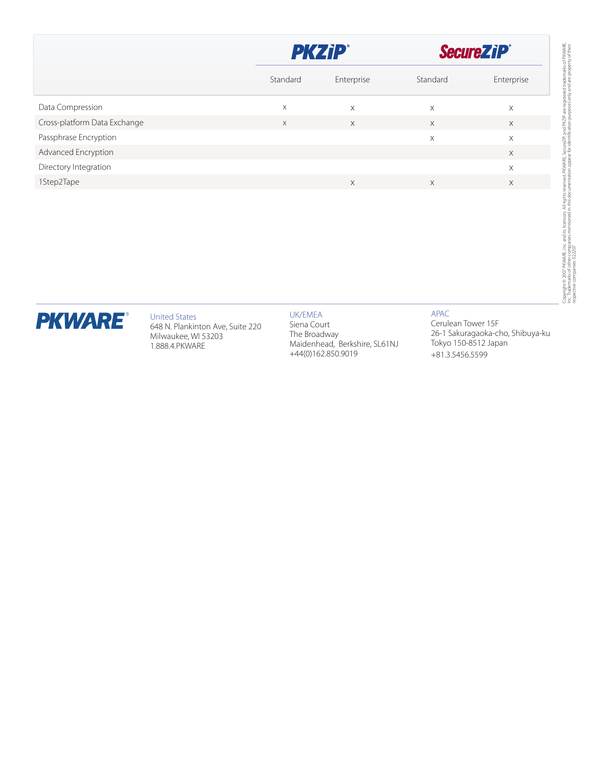| | PKZIP® | | SecureZIP® | |
|---|---|---|---|---|
| | Standard | Enterprise | Standard | Enterprise |
| Data Compression | x | x | x | x |
| Cross-platform Data Exchange | x | x | x | x |
| Passphrase Encryption | | | x | x |
| Advanced Encryption | | | | x |
| Directory Integration | | | | x |
| 1Step2Tape | | x | x | x |

Copyright © 2007 PKWARE, Inc. and its licensors. All rights reserved. PKWARE, SecureZIP and PKZIP are registered trademarks of PKWARE, Inc. Trademarks of other companies mentioned in this documentation appear for identification purposes only and are property of their respective companies. 022207

**PKWARE®**

United States
648 N. Plankinton Ave, Suite 220
Milwaukee, WI 53203
1.888.4.PKWARE

UK/EMEA
Siena Court
The Broadway
Maidenhead, Berkshire, SL61NJ
+44(0)162.850.9019

APAC
Cerulean Tower 15F
26-1 Sakuragaoka-cho, Shibuya-ku
Tokyo 150-8512 Japan
+81.3.5456.5599